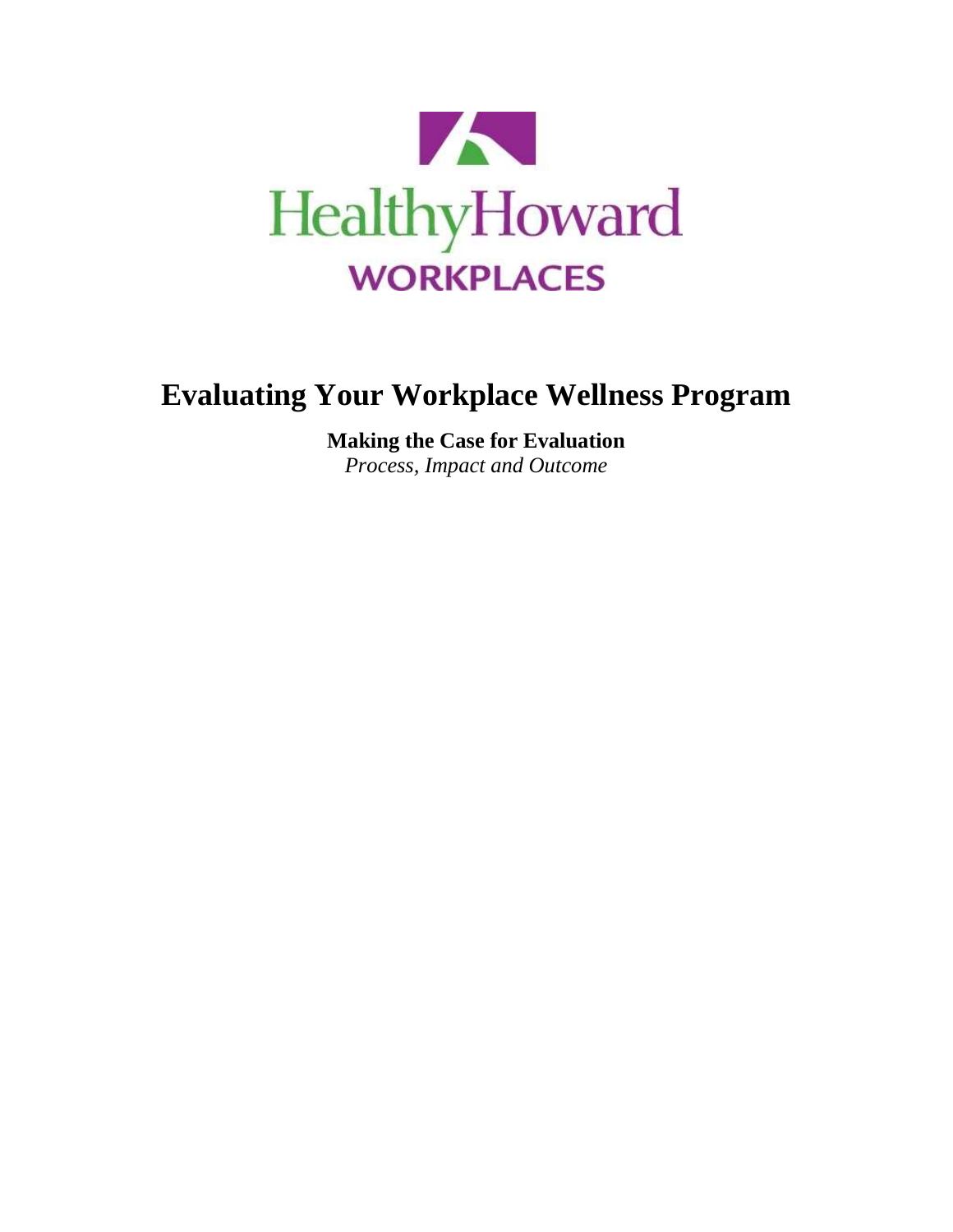HealthyHoward

WORKPLACES

# Evaluating Your Workplace Wellness Program

**Making the Case for Evaluation**

*Process, Impact and Outcome*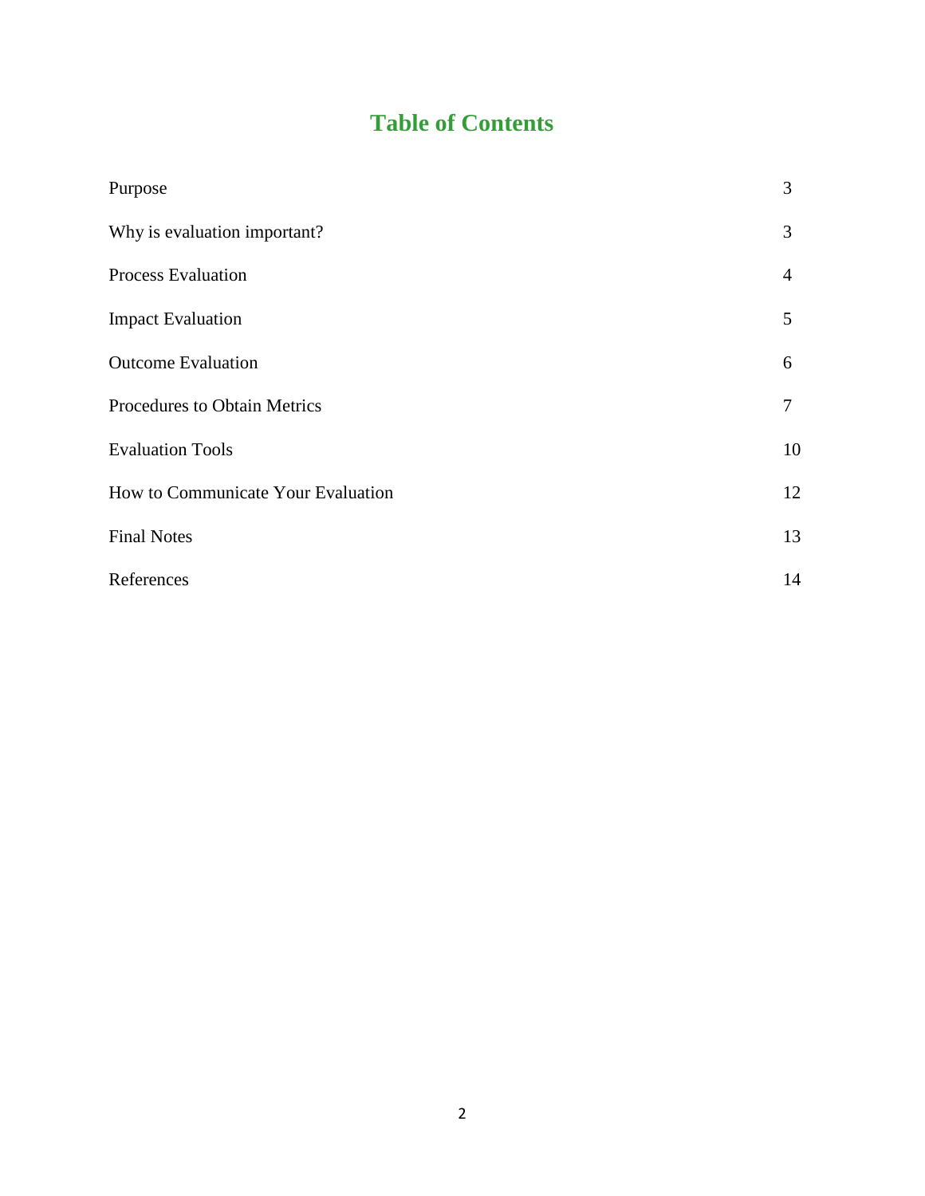# Table of Contents

| | |
|---|---|
| Purpose | 3 |
| Why is evaluation important? | 3 |
| Process Evaluation | 4 |
| Impact Evaluation | 5 |
| Outcome Evaluation | 6 |
| Procedures to Obtain Metrics | 7 |
| Evaluation Tools | 10 |
| How to Communicate Your Evaluation | 12 |
| Final Notes | 13 |
| References | 14 |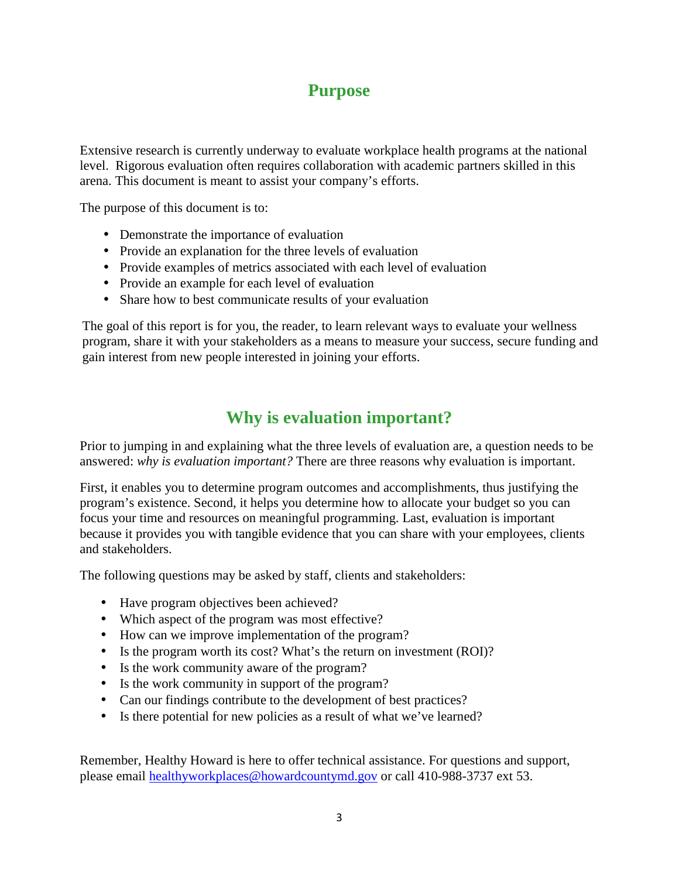## Purpose

Extensive research is currently underway to evaluate workplace health programs at the national level. Rigorous evaluation often requires collaboration with academic partners skilled in this arena. This document is meant to assist your company's efforts.

The purpose of this document is to:

- Demonstrate the importance of evaluation
- Provide an explanation for the three levels of evaluation
- Provide examples of metrics associated with each level of evaluation
- Provide an example for each level of evaluation
- Share how to best communicate results of your evaluation

The goal of this report is for you, the reader, to learn relevant ways to evaluate your wellness program, share it with your stakeholders as a means to measure your success, secure funding and gain interest from new people interested in joining your efforts.

## Why is evaluation important?

Prior to jumping in and explaining what the three levels of evaluation are, a question needs to be answered: *why is evaluation important?* There are three reasons why evaluation is important.

First, it enables you to determine program outcomes and accomplishments, thus justifying the program's existence. Second, it helps you determine how to allocate your budget so you can focus your time and resources on meaningful programming. Last, evaluation is important because it provides you with tangible evidence that you can share with your employees, clients and stakeholders.

The following questions may be asked by staff, clients and stakeholders:

- Have program objectives been achieved?
- Which aspect of the program was most effective?
- How can we improve implementation of the program?
- Is the program worth its cost? What's the return on investment (ROI)?
- Is the work community aware of the program?
- Is the work community in support of the program?
- Can our findings contribute to the development of best practices?
- Is there potential for new policies as a result of what we've learned?

Remember, Healthy Howard is here to offer technical assistance. For questions and support, please email healthyworkplaces@howardcountymd.gov or call 410-988-3737 ext 53.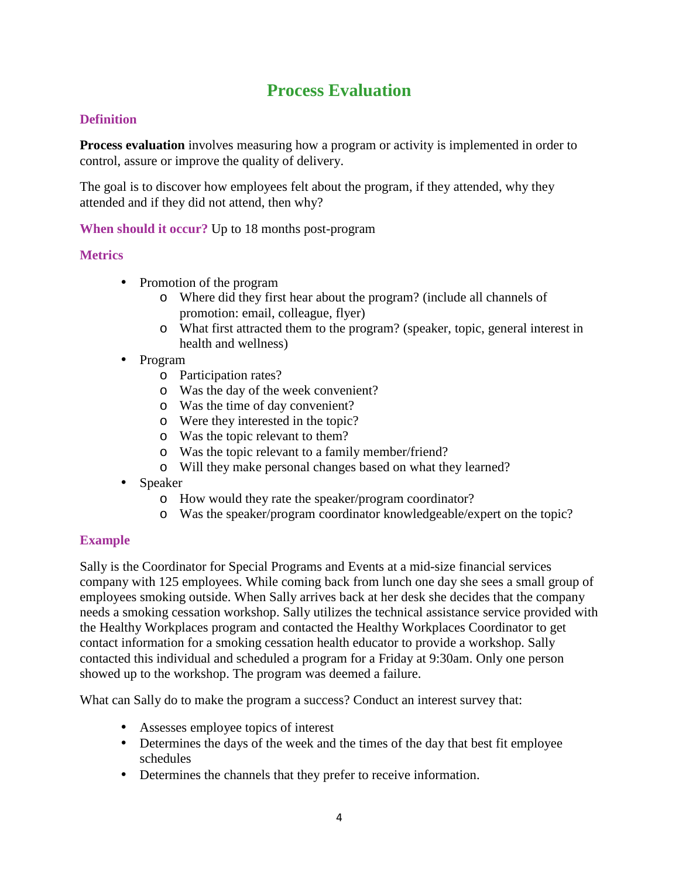# Process Evaluation

## Definition

**Process evaluation** involves measuring how a program or activity is implemented in order to control, assure or improve the quality of delivery.

The goal is to discover how employees felt about the program, if they attended, why they attended and if they did not attend, then why?

**When should it occur?** Up to 18 months post-program

## Metrics

- Promotion of the program
  - Where did they first hear about the program? (include all channels of promotion: email, colleague, flyer)
  - What first attracted them to the program? (speaker, topic, general interest in health and wellness)
- Program
  - Participation rates?
  - Was the day of the week convenient?
  - Was the time of day convenient?
  - Were they interested in the topic?
  - Was the topic relevant to them?
  - Was the topic relevant to a family member/friend?
  - Will they make personal changes based on what they learned?
- Speaker
  - How would they rate the speaker/program coordinator?
  - Was the speaker/program coordinator knowledgeable/expert on the topic?

## Example

Sally is the Coordinator for Special Programs and Events at a mid-size financial services company with 125 employees. While coming back from lunch one day she sees a small group of employees smoking outside. When Sally arrives back at her desk she decides that the company needs a smoking cessation workshop. Sally utilizes the technical assistance service provided with the Healthy Workplaces program and contacted the Healthy Workplaces Coordinator to get contact information for a smoking cessation health educator to provide a workshop. Sally contacted this individual and scheduled a program for a Friday at 9:30am. Only one person showed up to the workshop. The program was deemed a failure.

What can Sally do to make the program a success? Conduct an interest survey that:

- Assesses employee topics of interest
- Determines the days of the week and the times of the day that best fit employee schedules
- Determines the channels that they prefer to receive information.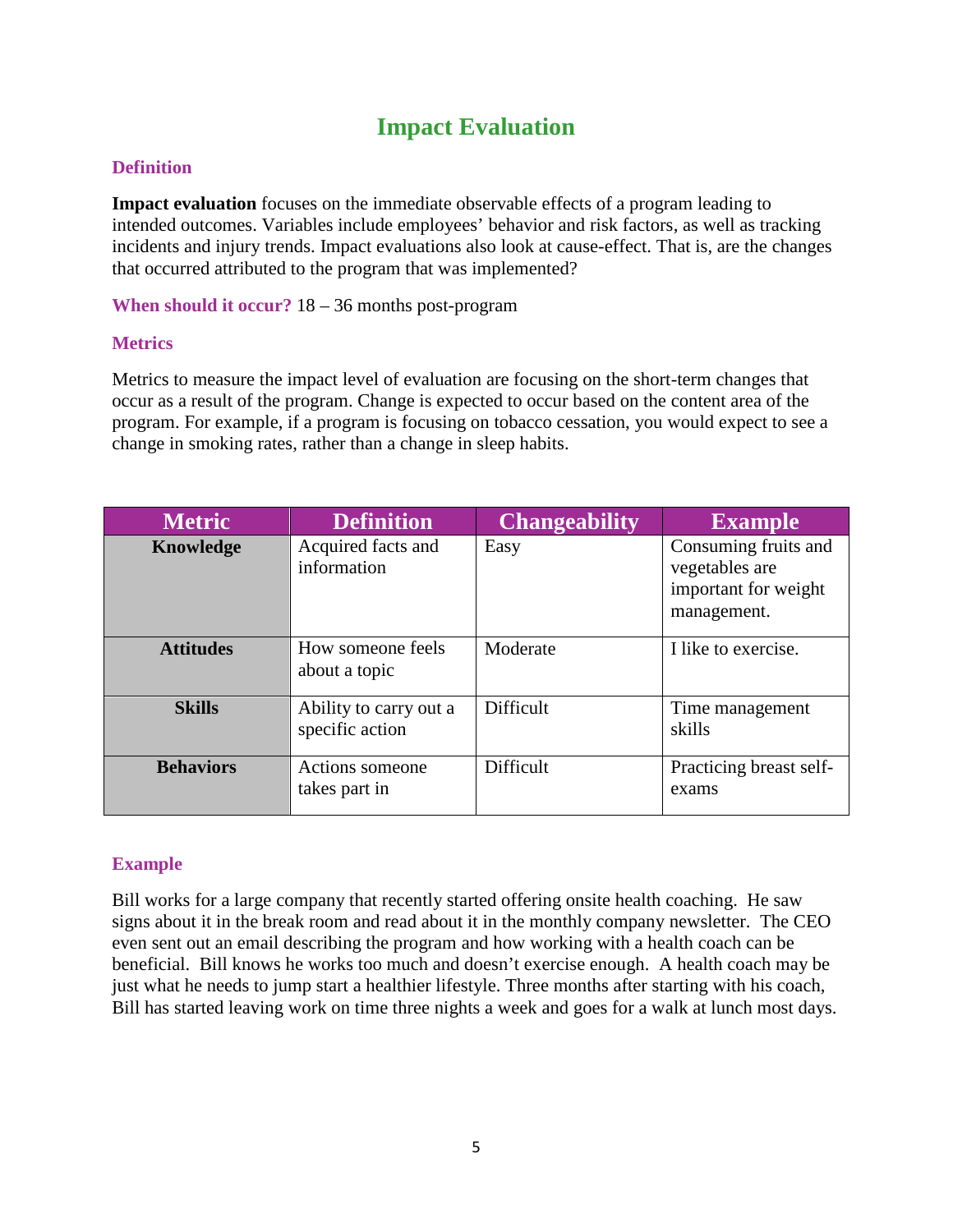# Impact Evaluation

### Definition

**Impact evaluation** focuses on the immediate observable effects of a program leading to intended outcomes. Variables include employees' behavior and risk factors, as well as tracking incidents and injury trends. Impact evaluations also look at cause-effect. That is, are the changes that occurred attributed to the program that was implemented?

**When should it occur?** 18 – 36 months post-program

### Metrics

Metrics to measure the impact level of evaluation are focusing on the short-term changes that occur as a result of the program. Change is expected to occur based on the content area of the program. For example, if a program is focusing on tobacco cessation, you would expect to see a change in smoking rates, rather than a change in sleep habits.

| Metric | Definition | Changeability | Example |
|---|---|---|---|
| **Knowledge** | Acquired facts and information | Easy | Consuming fruits and vegetables are important for weight management. |
| **Attitudes** | How someone feels about a topic | Moderate | I like to exercise. |
| **Skills** | Ability to carry out a specific action | Difficult | Time management skills |
| **Behaviors** | Actions someone takes part in | Difficult | Practicing breast self-exams |

### Example

Bill works for a large company that recently started offering onsite health coaching. He saw signs about it in the break room and read about it in the monthly company newsletter. The CEO even sent out an email describing the program and how working with a health coach can be beneficial. Bill knows he works too much and doesn't exercise enough. A health coach may be just what he needs to jump start a healthier lifestyle. Three months after starting with his coach, Bill has started leaving work on time three nights a week and goes for a walk at lunch most days.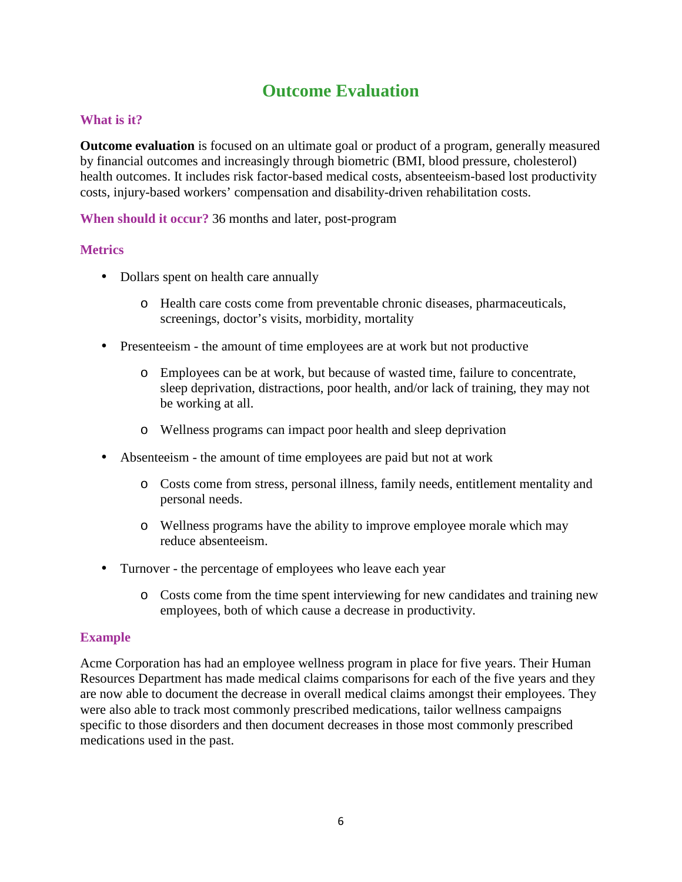# Outcome Evaluation

### What is it?

**Outcome evaluation** is focused on an ultimate goal or product of a program, generally measured by financial outcomes and increasingly through biometric (BMI, blood pressure, cholesterol) health outcomes. It includes risk factor-based medical costs, absenteeism-based lost productivity costs, injury-based workers' compensation and disability-driven rehabilitation costs.

**When should it occur?** 36 months and later, post-program

### Metrics

- Dollars spent on health care annually
  - Health care costs come from preventable chronic diseases, pharmaceuticals, screenings, doctor's visits, morbidity, mortality
- Presenteeism - the amount of time employees are at work but not productive
  - Employees can be at work, but because of wasted time, failure to concentrate, sleep deprivation, distractions, poor health, and/or lack of training, they may not be working at all.
  - Wellness programs can impact poor health and sleep deprivation
- Absenteeism - the amount of time employees are paid but not at work
  - Costs come from stress, personal illness, family needs, entitlement mentality and personal needs.
  - Wellness programs have the ability to improve employee morale which may reduce absenteeism.
- Turnover - the percentage of employees who leave each year
  - Costs come from the time spent interviewing for new candidates and training new employees, both of which cause a decrease in productivity.

### Example

Acme Corporation has had an employee wellness program in place for five years. Their Human Resources Department has made medical claims comparisons for each of the five years and they are now able to document the decrease in overall medical claims amongst their employees. They were also able to track most commonly prescribed medications, tailor wellness campaigns specific to those disorders and then document decreases in those most commonly prescribed medications used in the past.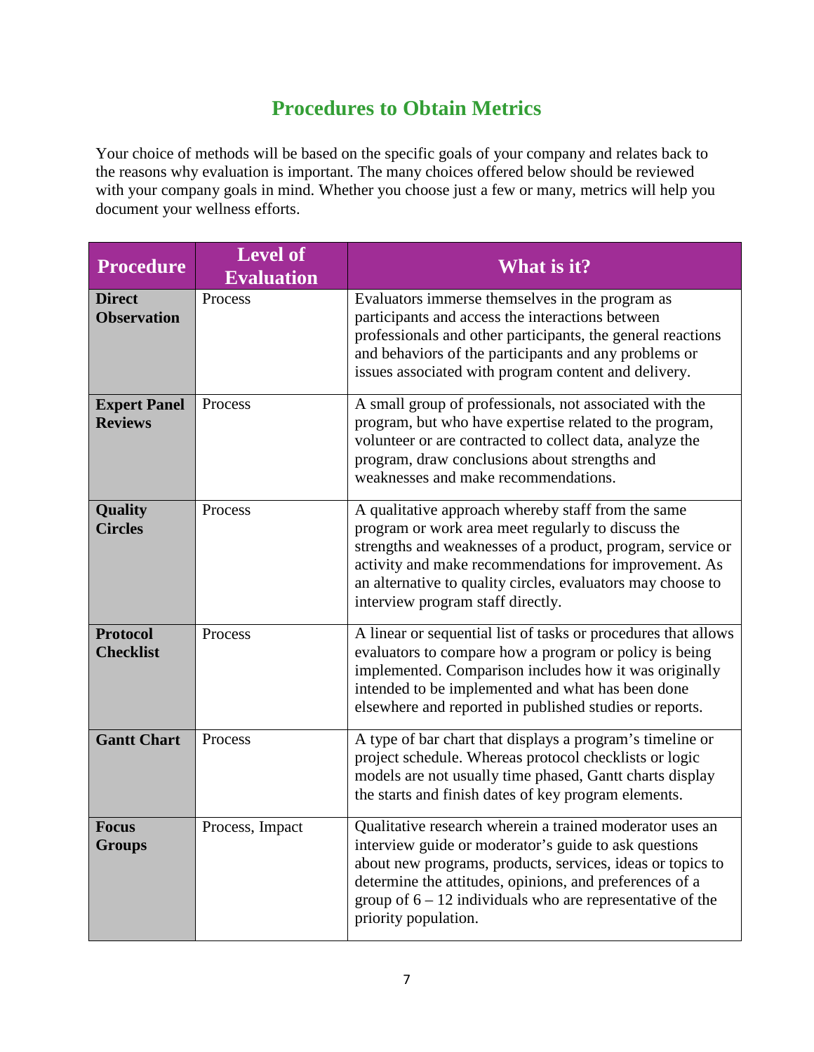## Procedures to Obtain Metrics

Your choice of methods will be based on the specific goals of your company and relates back to the reasons why evaluation is important. The many choices offered below should be reviewed with your company goals in mind. Whether you choose just a few or many, metrics will help you document your wellness efforts.

| Procedure | Level of Evaluation | What is it? |
|---|---|---|
| **Direct Observation** | Process | Evaluators immerse themselves in the program as participants and access the interactions between professionals and other participants, the general reactions and behaviors of the participants and any problems or issues associated with program content and delivery. |
| **Expert Panel Reviews** | Process | A small group of professionals, not associated with the program, but who have expertise related to the program, volunteer or are contracted to collect data, analyze the program, draw conclusions about strengths and weaknesses and make recommendations. |
| **Quality Circles** | Process | A qualitative approach whereby staff from the same program or work area meet regularly to discuss the strengths and weaknesses of a product, program, service or activity and make recommendations for improvement. As an alternative to quality circles, evaluators may choose to interview program staff directly. |
| **Protocol Checklist** | Process | A linear or sequential list of tasks or procedures that allows evaluators to compare how a program or policy is being implemented. Comparison includes how it was originally intended to be implemented and what has been done elsewhere and reported in published studies or reports. |
| **Gantt Chart** | Process | A type of bar chart that displays a program's timeline or project schedule. Whereas protocol checklists or logic models are not usually time phased, Gantt charts display the starts and finish dates of key program elements. |
| **Focus Groups** | Process, Impact | Qualitative research wherein a trained moderator uses an interview guide or moderator's guide to ask questions about new programs, products, services, ideas or topics to determine the attitudes, opinions, and preferences of a group of 6 – 12 individuals who are representative of the priority population. |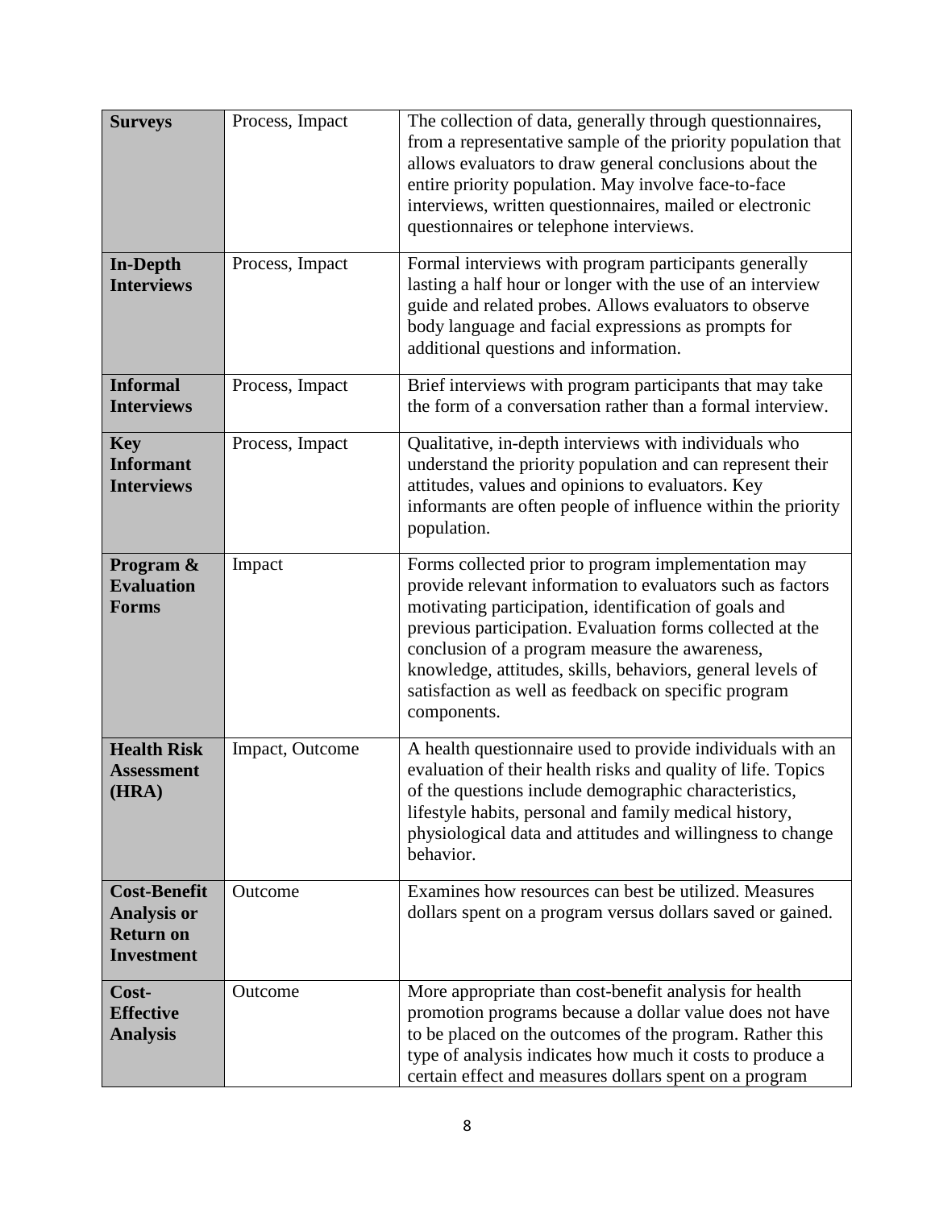| **Surveys** | Process, Impact | The collection of data, generally through questionnaires, from a representative sample of the priority population that allows evaluators to draw general conclusions about the entire priority population. May involve face-to-face interviews, written questionnaires, mailed or electronic questionnaires or telephone interviews. |
|---|---|---|
| **In-Depth Interviews** | Process, Impact | Formal interviews with program participants generally lasting a half hour or longer with the use of an interview guide and related probes. Allows evaluators to observe body language and facial expressions as prompts for additional questions and information. |
| **Informal Interviews** | Process, Impact | Brief interviews with program participants that may take the form of a conversation rather than a formal interview. |
| **Key Informant Interviews** | Process, Impact | Qualitative, in-depth interviews with individuals who understand the priority population and can represent their attitudes, values and opinions to evaluators. Key informants are often people of influence within the priority population. |
| **Program & Evaluation Forms** | Impact | Forms collected prior to program implementation may provide relevant information to evaluators such as factors motivating participation, identification of goals and previous participation. Evaluation forms collected at the conclusion of a program measure the awareness, knowledge, attitudes, skills, behaviors, general levels of satisfaction as well as feedback on specific program components. |
| **Health Risk Assessment (HRA)** | Impact, Outcome | A health questionnaire used to provide individuals with an evaluation of their health risks and quality of life. Topics of the questions include demographic characteristics, lifestyle habits, personal and family medical history, physiological data and attitudes and willingness to change behavior. |
| **Cost-Benefit Analysis or Return on Investment** | Outcome | Examines how resources can best be utilized. Measures dollars spent on a program versus dollars saved or gained. |
| **Cost-Effective Analysis** | Outcome | More appropriate than cost-benefit analysis for health promotion programs because a dollar value does not have to be placed on the outcomes of the program. Rather this type of analysis indicates how much it costs to produce a certain effect and measures dollars spent on a program |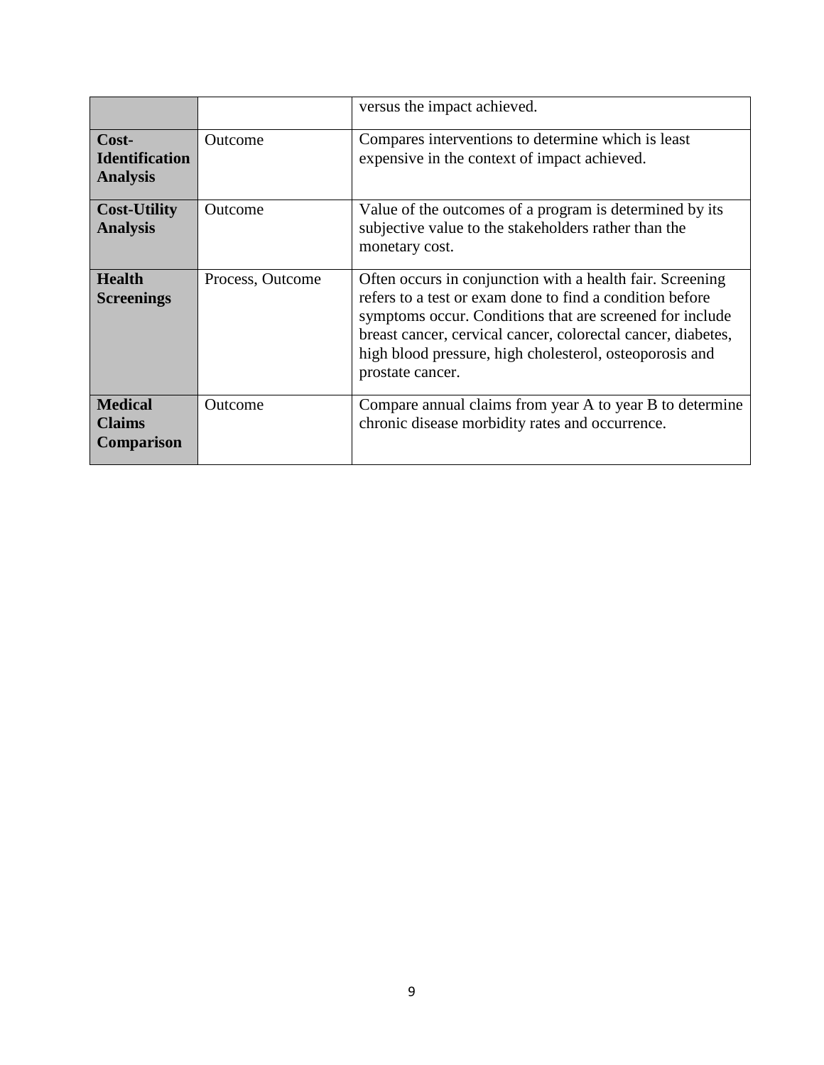| | | |
|---|---|---|
| | | versus the impact achieved. |
| **Cost-Identification Analysis** | Outcome | Compares interventions to determine which is least expensive in the context of impact achieved. |
| **Cost-Utility Analysis** | Outcome | Value of the outcomes of a program is determined by its subjective value to the stakeholders rather than the monetary cost. |
| **Health Screenings** | Process, Outcome | Often occurs in conjunction with a health fair. Screening refers to a test or exam done to find a condition before symptoms occur. Conditions that are screened for include breast cancer, cervical cancer, colorectal cancer, diabetes, high blood pressure, high cholesterol, osteoporosis and prostate cancer. |
| **Medical Claims Comparison** | Outcome | Compare annual claims from year A to year B to determine chronic disease morbidity rates and occurrence. |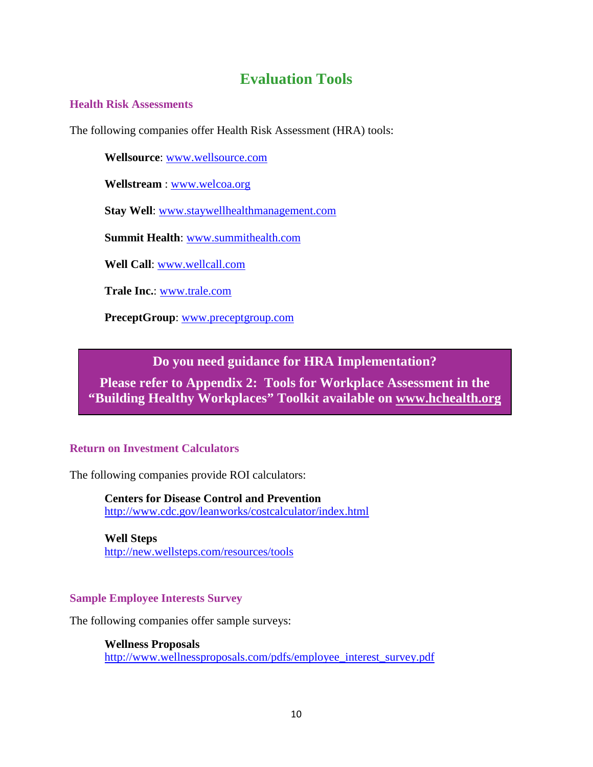# Evaluation Tools

## Health Risk Assessments

The following companies offer Health Risk Assessment (HRA) tools:

**Wellsource**: www.wellsource.com

**Wellstream** : www.welcoa.org

**Stay Well**: www.staywellhealthmanagement.com

**Summit Health**: www.summithealth.com

**Well Call**: www.wellcall.com

**Trale Inc.**: www.trale.com

**PreceptGroup**: www.preceptgroup.com

> **Do you need guidance for HRA Implementation?**
>
> **Please refer to Appendix 2: Tools for Workplace Assessment in the "Building Healthy Workplaces" Toolkit available on www.hchealth.org**

## Return on Investment Calculators

The following companies provide ROI calculators:

**Centers for Disease Control and Prevention**
http://www.cdc.gov/leanworks/costcalculator/index.html

**Well Steps**
http://new.wellsteps.com/resources/tools

## Sample Employee Interests Survey

The following companies offer sample surveys:

**Wellness Proposals**
http://www.wellnessproposals.com/pdfs/employee_interest_survey.pdf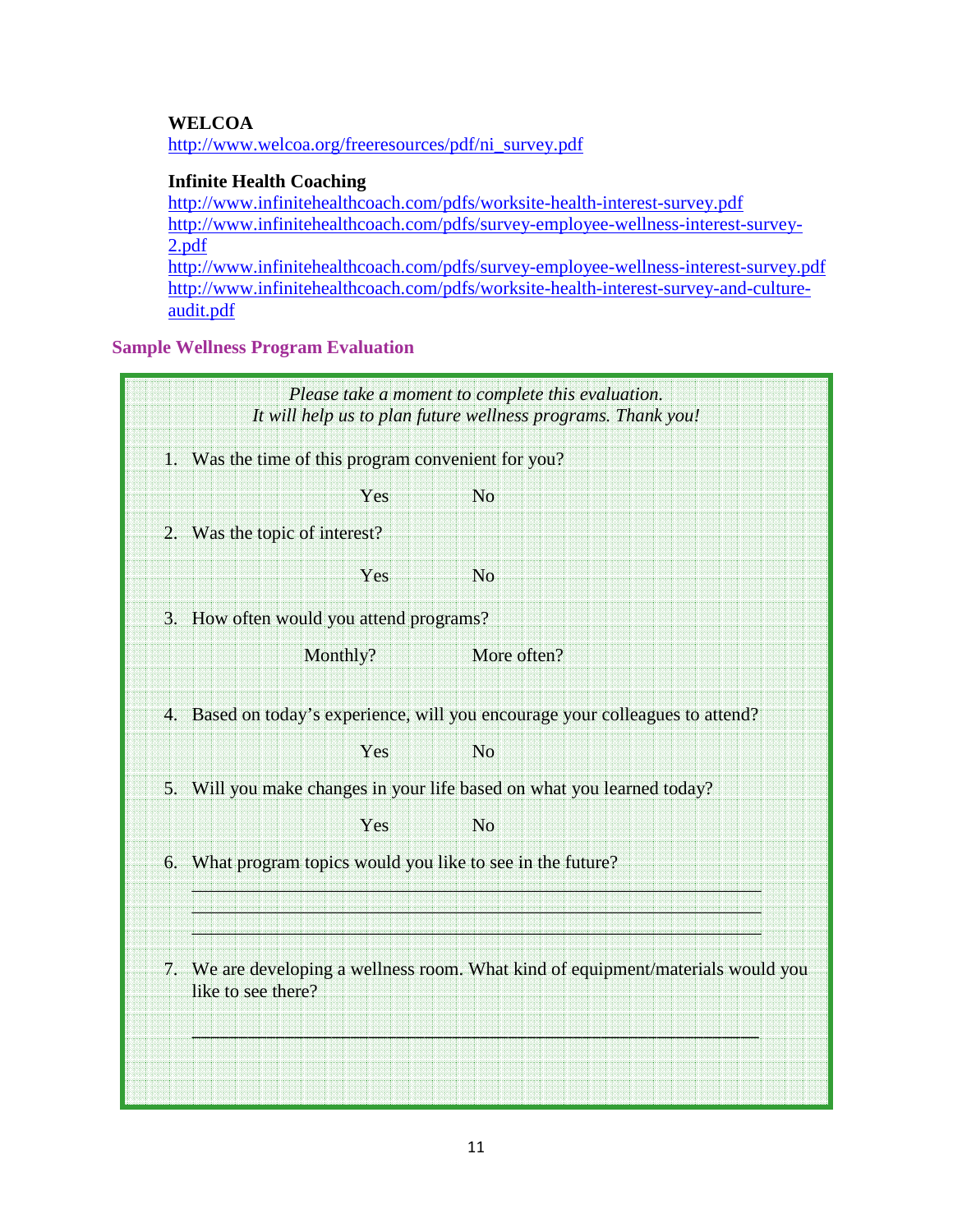**WELCOA**
http://www.welcoa.org/freeresources/pdf/ni_survey.pdf

**Infinite Health Coaching**
http://www.infinitehealthcoach.com/pdfs/worksite-health-interest-survey.pdf
http://www.infinitehealthcoach.com/pdfs/survey-employee-wellness-interest-survey-2.pdf
http://www.infinitehealthcoach.com/pdfs/survey-employee-wellness-interest-survey.pdf
http://www.infinitehealthcoach.com/pdfs/worksite-health-interest-survey-and-culture-audit.pdf

## Sample Wellness Program Evaluation

*Please take a moment to complete this evaluation.*
*It will help us to plan future wellness programs. Thank you!*

1. Was the time of this program convenient for you?

   Yes &nbsp;&nbsp;&nbsp;&nbsp; No

2. Was the topic of interest?

   Yes &nbsp;&nbsp;&nbsp;&nbsp; No

3. How often would you attend programs?

   Monthly? &nbsp;&nbsp;&nbsp;&nbsp; More often?

4. Based on today's experience, will you encourage your colleagues to attend?

   Yes &nbsp;&nbsp;&nbsp;&nbsp; No

5. Will you make changes in your life based on what you learned today?

   Yes &nbsp;&nbsp;&nbsp;&nbsp; No

6. What program topics would you like to see in the future?

   ____________________________________________________________
   ____________________________________________________________
   ____________________________________________________________

7. We are developing a wellness room. What kind of equipment/materials would you like to see there?

   ____________________________________________________________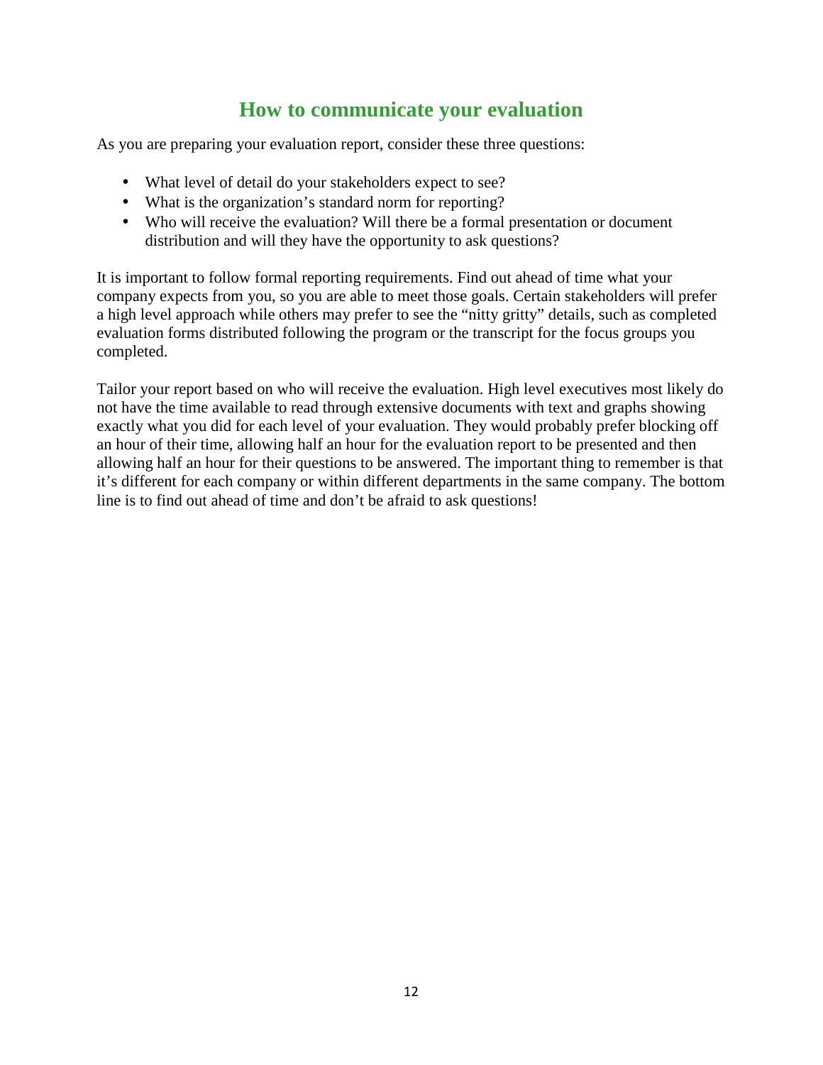# How to communicate your evaluation

As you are preparing your evaluation report, consider these three questions:

- What level of detail do your stakeholders expect to see?
- What is the organization's standard norm for reporting?
- Who will receive the evaluation? Will there be a formal presentation or document distribution and will they have the opportunity to ask questions?

It is important to follow formal reporting requirements. Find out ahead of time what your company expects from you, so you are able to meet those goals. Certain stakeholders will prefer a high level approach while others may prefer to see the "nitty gritty" details, such as completed evaluation forms distributed following the program or the transcript for the focus groups you completed.

Tailor your report based on who will receive the evaluation. High level executives most likely do not have the time available to read through extensive documents with text and graphs showing exactly what you did for each level of your evaluation. They would probably prefer blocking off an hour of their time, allowing half an hour for the evaluation report to be presented and then allowing half an hour for their questions to be answered. The important thing to remember is that it's different for each company or within different departments in the same company. The bottom line is to find out ahead of time and don't be afraid to ask questions!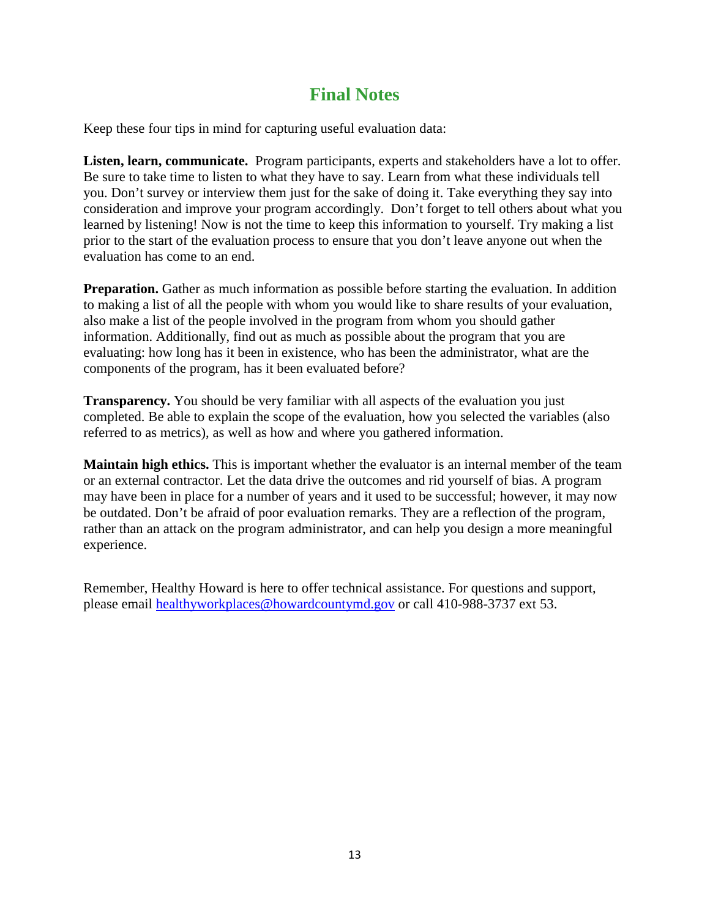# Final Notes

Keep these four tips in mind for capturing useful evaluation data:

**Listen, learn, communicate.** Program participants, experts and stakeholders have a lot to offer. Be sure to take time to listen to what they have to say. Learn from what these individuals tell you. Don't survey or interview them just for the sake of doing it. Take everything they say into consideration and improve your program accordingly. Don't forget to tell others about what you learned by listening! Now is not the time to keep this information to yourself. Try making a list prior to the start of the evaluation process to ensure that you don't leave anyone out when the evaluation has come to an end.

**Preparation.** Gather as much information as possible before starting the evaluation. In addition to making a list of all the people with whom you would like to share results of your evaluation, also make a list of the people involved in the program from whom you should gather information. Additionally, find out as much as possible about the program that you are evaluating: how long has it been in existence, who has been the administrator, what are the components of the program, has it been evaluated before?

**Transparency.** You should be very familiar with all aspects of the evaluation you just completed. Be able to explain the scope of the evaluation, how you selected the variables (also referred to as metrics), as well as how and where you gathered information.

**Maintain high ethics.** This is important whether the evaluator is an internal member of the team or an external contractor. Let the data drive the outcomes and rid yourself of bias. A program may have been in place for a number of years and it used to be successful; however, it may now be outdated. Don't be afraid of poor evaluation remarks. They are a reflection of the program, rather than an attack on the program administrator, and can help you design a more meaningful experience.

Remember, Healthy Howard is here to offer technical assistance. For questions and support, please email [healthyworkplaces@howardcountymd.gov](mailto:healthyworkplaces@howardcountymd.gov) or call 410-988-3737 ext 53.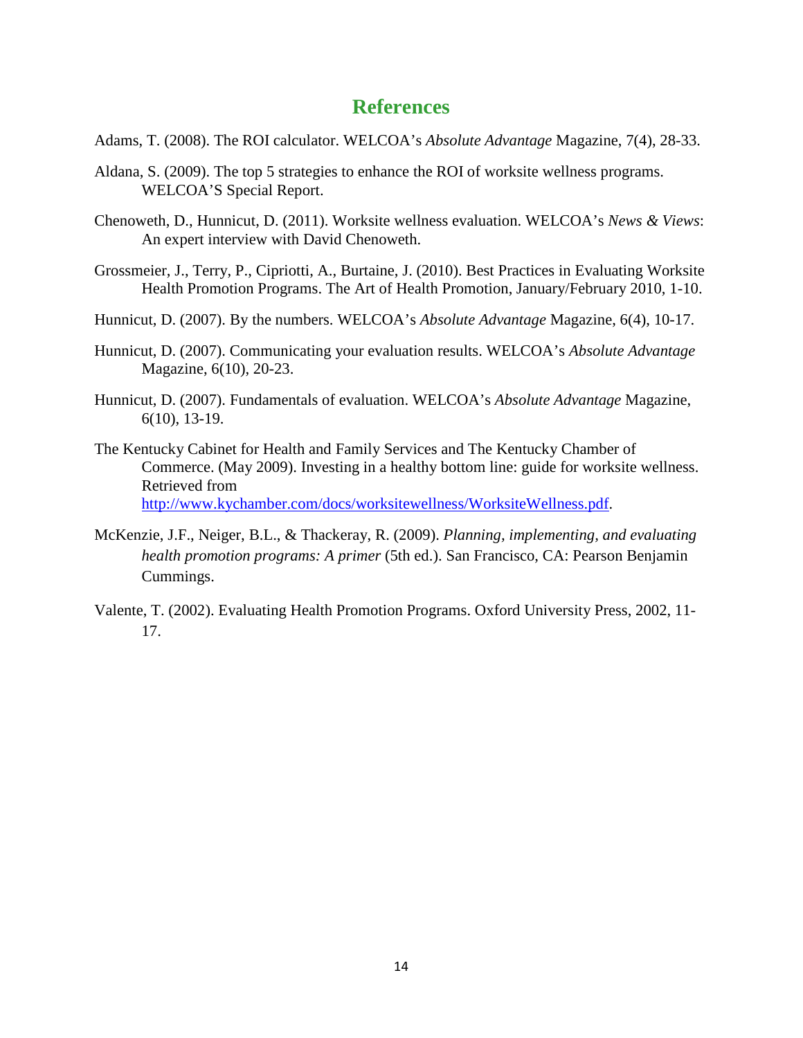# References

Adams, T. (2008). The ROI calculator. WELCOA's *Absolute Advantage* Magazine, 7(4), 28-33.

Aldana, S. (2009). The top 5 strategies to enhance the ROI of worksite wellness programs. WELCOA'S Special Report.

Chenoweth, D., Hunnicut, D. (2011). Worksite wellness evaluation. WELCOA's *News & Views*: An expert interview with David Chenoweth.

Grossmeier, J., Terry, P., Cipriotti, A., Burtaine, J. (2010). Best Practices in Evaluating Worksite Health Promotion Programs. The Art of Health Promotion, January/February 2010, 1-10.

Hunnicut, D. (2007). By the numbers. WELCOA's *Absolute Advantage* Magazine, 6(4), 10-17.

Hunnicut, D. (2007). Communicating your evaluation results. WELCOA's *Absolute Advantage* Magazine, 6(10), 20-23.

Hunnicut, D. (2007). Fundamentals of evaluation. WELCOA's *Absolute Advantage* Magazine, 6(10), 13-19.

The Kentucky Cabinet for Health and Family Services and The Kentucky Chamber of Commerce. (May 2009). Investing in a healthy bottom line: guide for worksite wellness. Retrieved from [http://www.kychamber.com/docs/worksitewellness/WorksiteWellness.pdf](http://www.kychamber.com/docs/worksitewellness/WorksiteWellness.pdf).

McKenzie, J.F., Neiger, B.L., & Thackeray, R. (2009). *Planning, implementing, and evaluating health promotion programs: A primer* (5th ed.). San Francisco, CA: Pearson Benjamin Cummings.

Valente, T. (2002). Evaluating Health Promotion Programs. Oxford University Press, 2002, 11-17.